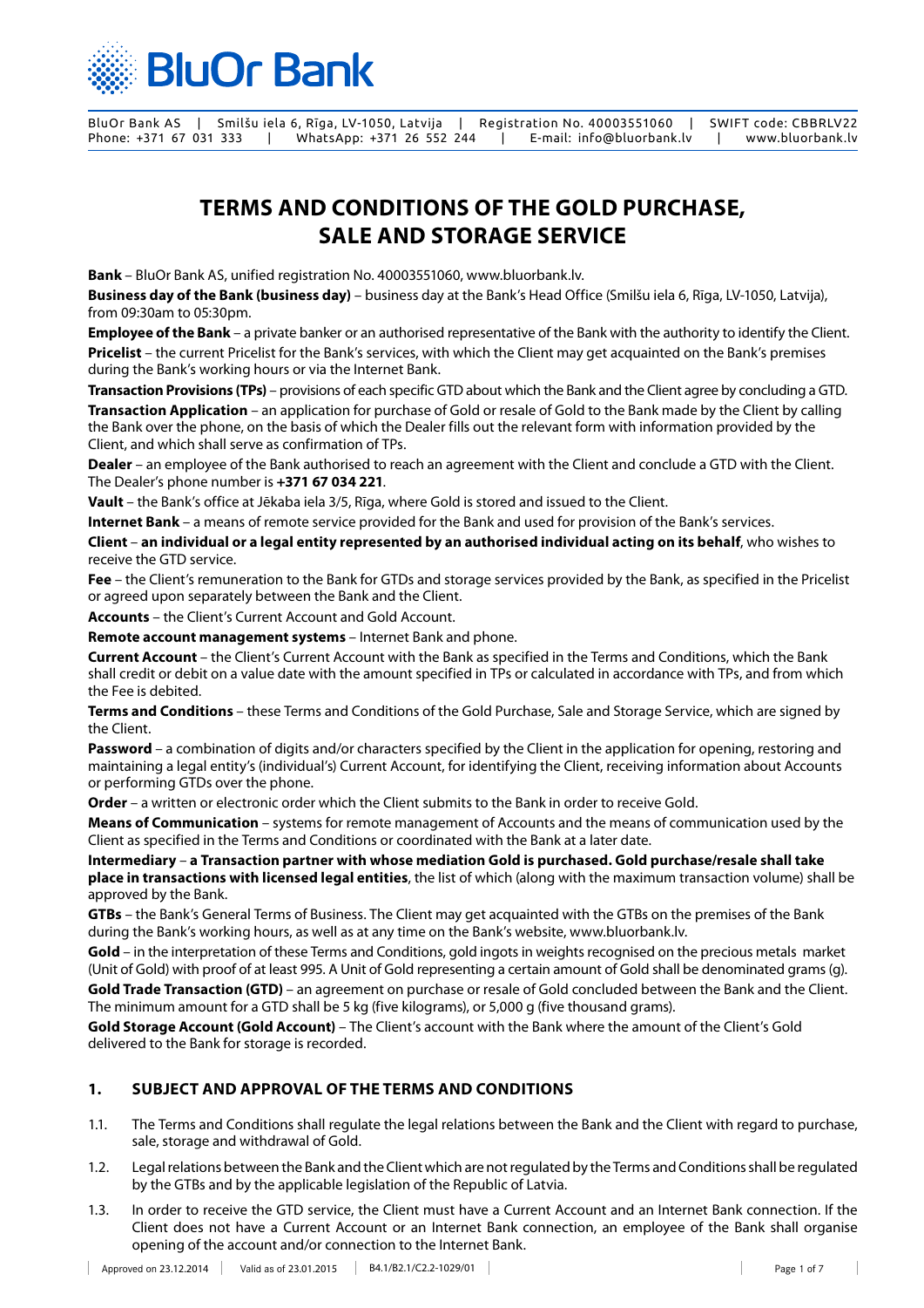BluOr Bank AS | Smilšu iela 6, Rīga, LV-1050, Latvija | Registration No. 40003551060 | SWIFT code: CBBRLV22
Phone: +371 67 031 333 | WhatsApp: +371 26 552 244 | E-mail: info@bluorbank.lv | www.bluorbank.lv

# TERMS AND CONDITIONS OF THE GOLD PURCHASE, SALE AND STORAGE SERVICE

**Bank** – BluOr Bank AS, unified registration No. 40003551060, www.bluorbank.lv.

**Business day of the Bank (business day)** – business day at the Bank's Head Office (Smilšu iela 6, Rīga, LV-1050, Latvija), from 09:30am to 05:30pm.

**Employee of the Bank** – a private banker or an authorised representative of the Bank with the authority to identify the Client.

**Pricelist** – the current Pricelist for the Bank's services, with which the Client may get acquainted on the Bank's premises during the Bank's working hours or via the Internet Bank.

**Transaction Provisions (TPs)** – provisions of each specific GTD about which the Bank and the Client agree by concluding a GTD.

**Transaction Application** – an application for purchase of Gold or resale of Gold to the Bank made by the Client by calling the Bank over the phone, on the basis of which the Dealer fills out the relevant form with information provided by the Client, and which shall serve as confirmation of TPs.

**Dealer** – an employee of the Bank authorised to reach an agreement with the Client and conclude a GTD with the Client. The Dealer's phone number is **+371 67 034 221**.

**Vault** – the Bank's office at Jēkaba iela 3/5, Rīga, where Gold is stored and issued to the Client.

**Internet Bank** – a means of remote service provided for the Bank and used for provision of the Bank's services.

**Client** – **an individual or a legal entity represented by an authorised individual acting on its behalf**, who wishes to receive the GTD service.

**Fee** – the Client's remuneration to the Bank for GTDs and storage services provided by the Bank, as specified in the Pricelist or agreed upon separately between the Bank and the Client.

**Accounts** – the Client's Current Account and Gold Account.

**Remote account management systems** – Internet Bank and phone.

**Current Account** – the Client's Current Account with the Bank as specified in the Terms and Conditions, which the Bank shall credit or debit on a value date with the amount specified in TPs or calculated in accordance with TPs, and from which the Fee is debited.

**Terms and Conditions** – these Terms and Conditions of the Gold Purchase, Sale and Storage Service, which are signed by the Client.

**Password** – a combination of digits and/or characters specified by the Client in the application for opening, restoring and maintaining a legal entity's (individual's) Current Account, for identifying the Client, receiving information about Accounts or performing GTDs over the phone.

**Order** – a written or electronic order which the Client submits to the Bank in order to receive Gold.

**Means of Communication** – systems for remote management of Accounts and the means of communication used by the Client as specified in the Terms and Conditions or coordinated with the Bank at a later date.

**Intermediary** – **a Transaction partner with whose mediation Gold is purchased. Gold purchase/resale shall take place in transactions with licensed legal entities**, the list of which (along with the maximum transaction volume) shall be approved by the Bank.

**GTBs** – the Bank's General Terms of Business. The Client may get acquainted with the GTBs on the premises of the Bank during the Bank's working hours, as well as at any time on the Bank's website, www.bluorbank.lv.

**Gold** – in the interpretation of these Terms and Conditions, gold ingots in weights recognised on the precious metals market (Unit of Gold) with proof of at least 995. A Unit of Gold representing a certain amount of Gold shall be denominated grams (g).

**Gold Trade Transaction (GTD)** – an agreement on purchase or resale of Gold concluded between the Bank and the Client. The minimum amount for a GTD shall be 5 kg (five kilograms), or 5,000 g (five thousand grams).

**Gold Storage Account (Gold Account)** – The Client's account with the Bank where the amount of the Client's Gold delivered to the Bank for storage is recorded.

## 1. SUBJECT AND APPROVAL OF THE TERMS AND CONDITIONS

1.1. The Terms and Conditions shall regulate the legal relations between the Bank and the Client with regard to purchase, sale, storage and withdrawal of Gold.

1.2. Legal relations between the Bank and the Client which are not regulated by the Terms and Conditions shall be regulated by the GTBs and by the applicable legislation of the Republic of Latvia.

1.3. In order to receive the GTD service, the Client must have a Current Account and an Internet Bank connection. If the Client does not have a Current Account or an Internet Bank connection, an employee of the Bank shall organise opening of the account and/or connection to the Internet Bank.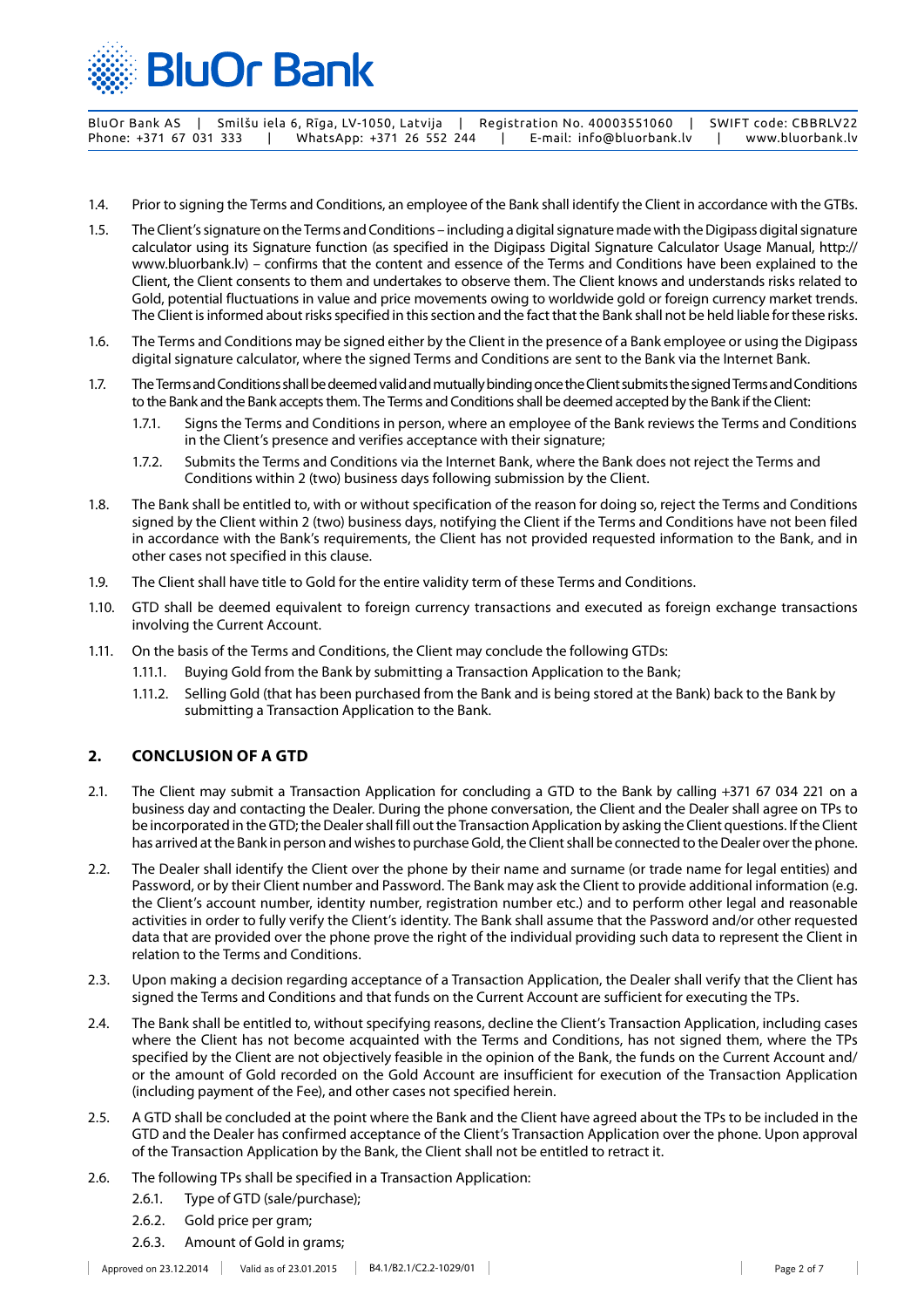1.4. Prior to signing the Terms and Conditions, an employee of the Bank shall identify the Client in accordance with the GTBs.

1.5. The Client's signature on the Terms and Conditions – including a digital signature made with the Digipass digital signature calculator using its Signature function (as specified in the Digipass Digital Signature Calculator Usage Manual, http://www.bluorbank.lv) – confirms that the content and essence of the Terms and Conditions have been explained to the Client, the Client consents to them and undertakes to observe them. The Client knows and understands risks related to Gold, potential fluctuations in value and price movements owing to worldwide gold or foreign currency market trends. The Client is informed about risks specified in this section and the fact that the Bank shall not be held liable for these risks.

1.6. The Terms and Conditions may be signed either by the Client in the presence of a Bank employee or using the Digipass digital signature calculator, where the signed Terms and Conditions are sent to the Bank via the Internet Bank.

1.7. The Terms and Conditions shall be deemed valid and mutually binding once the Client submits the signed Terms and Conditions to the Bank and the Bank accepts them. The Terms and Conditions shall be deemed accepted by the Bank if the Client:

  1.7.1. Signs the Terms and Conditions in person, where an employee of the Bank reviews the Terms and Conditions in the Client's presence and verifies acceptance with their signature;

  1.7.2. Submits the Terms and Conditions via the Internet Bank, where the Bank does not reject the Terms and Conditions within 2 (two) business days following submission by the Client.

1.8. The Bank shall be entitled to, with or without specification of the reason for doing so, reject the Terms and Conditions signed by the Client within 2 (two) business days, notifying the Client if the Terms and Conditions have not been filed in accordance with the Bank's requirements, the Client has not provided requested information to the Bank, and in other cases not specified in this clause.

1.9. The Client shall have title to Gold for the entire validity term of these Terms and Conditions.

1.10. GTD shall be deemed equivalent to foreign currency transactions and executed as foreign exchange transactions involving the Current Account.

1.11. On the basis of the Terms and Conditions, the Client may conclude the following GTDs:

  1.11.1. Buying Gold from the Bank by submitting a Transaction Application to the Bank;

  1.11.2. Selling Gold (that has been purchased from the Bank and is being stored at the Bank) back to the Bank by submitting a Transaction Application to the Bank.

## 2. CONCLUSION OF A GTD

2.1. The Client may submit a Transaction Application for concluding a GTD to the Bank by calling +371 67 034 221 on a business day and contacting the Dealer. During the phone conversation, the Client and the Dealer shall agree on TPs to be incorporated in the GTD; the Dealer shall fill out the Transaction Application by asking the Client questions. If the Client has arrived at the Bank in person and wishes to purchase Gold, the Client shall be connected to the Dealer over the phone.

2.2. The Dealer shall identify the Client over the phone by their name and surname (or trade name for legal entities) and Password, or by their Client number and Password. The Bank may ask the Client to provide additional information (e.g. the Client's account number, identity number, registration number etc.) and to perform other legal and reasonable activities in order to fully verify the Client's identity. The Bank shall assume that the Password and/or other requested data that are provided over the phone prove the right of the individual providing such data to represent the Client in relation to the Terms and Conditions.

2.3. Upon making a decision regarding acceptance of a Transaction Application, the Dealer shall verify that the Client has signed the Terms and Conditions and that funds on the Current Account are sufficient for executing the TPs.

2.4. The Bank shall be entitled to, without specifying reasons, decline the Client's Transaction Application, including cases where the Client has not become acquainted with the Terms and Conditions, has not signed them, where the TPs specified by the Client are not objectively feasible in the opinion of the Bank, the funds on the Current Account and/or the amount of Gold recorded on the Gold Account are insufficient for execution of the Transaction Application (including payment of the Fee), and other cases not specified herein.

2.5. A GTD shall be concluded at the point where the Bank and the Client have agreed about the TPs to be included in the GTD and the Dealer has confirmed acceptance of the Client's Transaction Application over the phone. Upon approval of the Transaction Application by the Bank, the Client shall not be entitled to retract it.

2.6. The following TPs shall be specified in a Transaction Application:

  2.6.1. Type of GTD (sale/purchase);

  2.6.2. Gold price per gram;

  2.6.3. Amount of Gold in grams;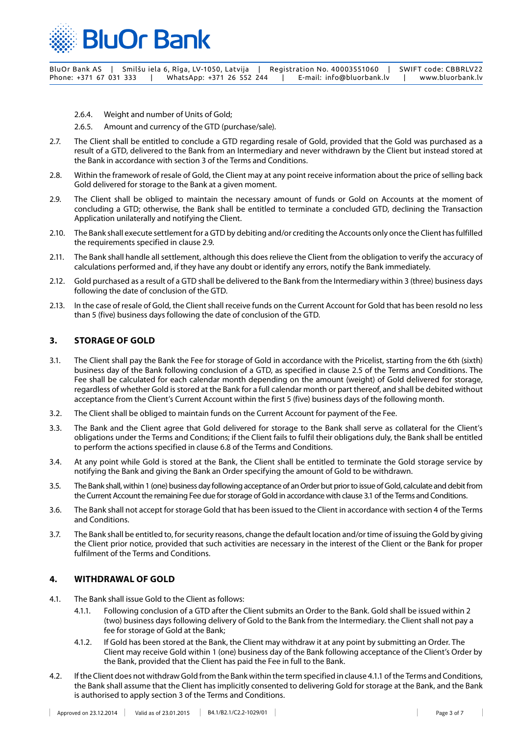2.6.4. Weight and number of Units of Gold;

2.6.5. Amount and currency of the GTD (purchase/sale).

2.7. The Client shall be entitled to conclude a GTD regarding resale of Gold, provided that the Gold was purchased as a result of a GTD, delivered to the Bank from an Intermediary and never withdrawn by the Client but instead stored at the Bank in accordance with section 3 of the Terms and Conditions.

2.8. Within the framework of resale of Gold, the Client may at any point receive information about the price of selling back Gold delivered for storage to the Bank at a given moment.

2.9. The Client shall be obliged to maintain the necessary amount of funds or Gold on Accounts at the moment of concluding a GTD; otherwise, the Bank shall be entitled to terminate a concluded GTD, declining the Transaction Application unilaterally and notifying the Client.

2.10. The Bank shall execute settlement for a GTD by debiting and/or crediting the Accounts only once the Client has fulfilled the requirements specified in clause 2.9.

2.11. The Bank shall handle all settlement, although this does relieve the Client from the obligation to verify the accuracy of calculations performed and, if they have any doubt or identify any errors, notify the Bank immediately.

2.12. Gold purchased as a result of a GTD shall be delivered to the Bank from the Intermediary within 3 (three) business days following the date of conclusion of the GTD.

2.13. In the case of resale of Gold, the Client shall receive funds on the Current Account for Gold that has been resold no less than 5 (five) business days following the date of conclusion of the GTD.

## 3. STORAGE OF GOLD

3.1. The Client shall pay the Bank the Fee for storage of Gold in accordance with the Pricelist, starting from the 6th (sixth) business day of the Bank following conclusion of a GTD, as specified in clause 2.5 of the Terms and Conditions. The Fee shall be calculated for each calendar month depending on the amount (weight) of Gold delivered for storage, regardless of whether Gold is stored at the Bank for a full calendar month or part thereof, and shall be debited without acceptance from the Client's Current Account within the first 5 (five) business days of the following month.

3.2. The Client shall be obliged to maintain funds on the Current Account for payment of the Fee.

3.3. The Bank and the Client agree that Gold delivered for storage to the Bank shall serve as collateral for the Client's obligations under the Terms and Conditions; if the Client fails to fulfil their obligations duly, the Bank shall be entitled to perform the actions specified in clause 6.8 of the Terms and Conditions.

3.4. At any point while Gold is stored at the Bank, the Client shall be entitled to terminate the Gold storage service by notifying the Bank and giving the Bank an Order specifying the amount of Gold to be withdrawn.

3.5. The Bank shall, within 1 (one) business day following acceptance of an Order but prior to issue of Gold, calculate and debit from the Current Account the remaining Fee due for storage of Gold in accordance with clause 3.1 of the Terms and Conditions.

3.6. The Bank shall not accept for storage Gold that has been issued to the Client in accordance with section 4 of the Terms and Conditions.

3.7. The Bank shall be entitled to, for security reasons, change the default location and/or time of issuing the Gold by giving the Client prior notice, provided that such activities are necessary in the interest of the Client or the Bank for proper fulfilment of the Terms and Conditions.

## 4. WITHDRAWAL OF GOLD

4.1. The Bank shall issue Gold to the Client as follows:

4.1.1. Following conclusion of a GTD after the Client submits an Order to the Bank. Gold shall be issued within 2 (two) business days following delivery of Gold to the Bank from the Intermediary. the Client shall not pay a fee for storage of Gold at the Bank;

4.1.2. If Gold has been stored at the Bank, the Client may withdraw it at any point by submitting an Order. The Client may receive Gold within 1 (one) business day of the Bank following acceptance of the Client's Order by the Bank, provided that the Client has paid the Fee in full to the Bank.

4.2. If the Client does not withdraw Gold from the Bank within the term specified in clause 4.1.1 of the Terms and Conditions, the Bank shall assume that the Client has implicitly consented to delivering Gold for storage at the Bank, and the Bank is authorised to apply section 3 of the Terms and Conditions.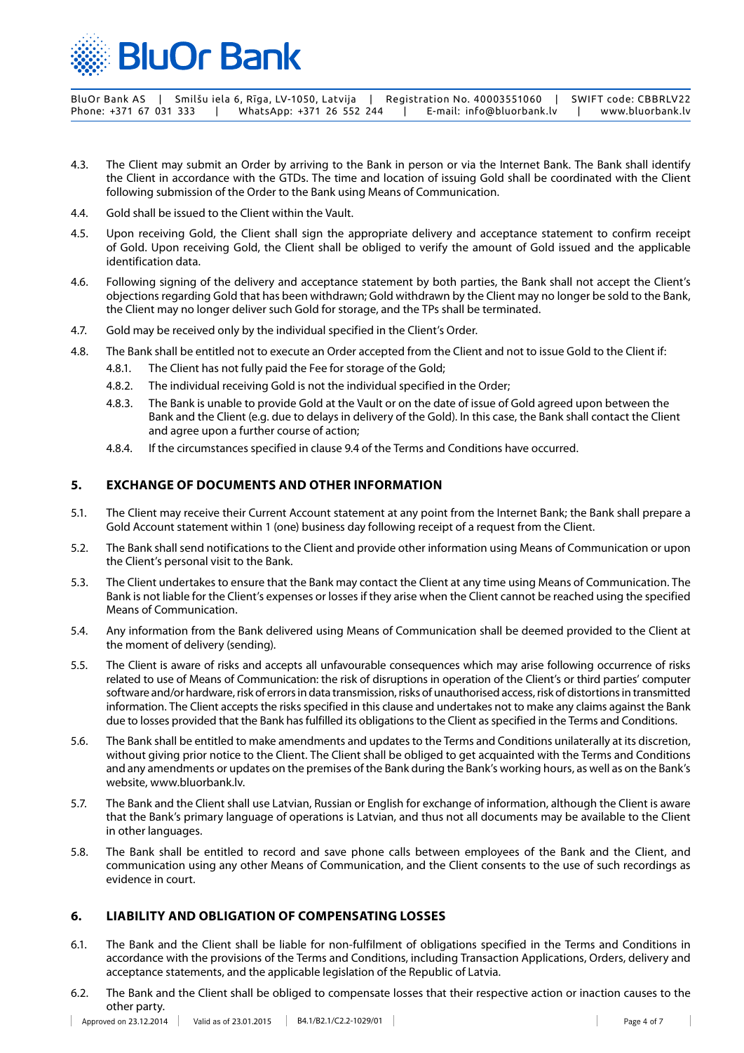4.3. The Client may submit an Order by arriving to the Bank in person or via the Internet Bank. The Bank shall identify the Client in accordance with the GTDs. The time and location of issuing Gold shall be coordinated with the Client following submission of the Order to the Bank using Means of Communication.

4.4. Gold shall be issued to the Client within the Vault.

4.5. Upon receiving Gold, the Client shall sign the appropriate delivery and acceptance statement to confirm receipt of Gold. Upon receiving Gold, the Client shall be obliged to verify the amount of Gold issued and the applicable identification data.

4.6. Following signing of the delivery and acceptance statement by both parties, the Bank shall not accept the Client's objections regarding Gold that has been withdrawn; Gold withdrawn by the Client may no longer be sold to the Bank, the Client may no longer deliver such Gold for storage, and the TPs shall be terminated.

4.7. Gold may be received only by the individual specified in the Client's Order.

4.8. The Bank shall be entitled not to execute an Order accepted from the Client and not to issue Gold to the Client if:

- 4.8.1. The Client has not fully paid the Fee for storage of the Gold;
- 4.8.2. The individual receiving Gold is not the individual specified in the Order;
- 4.8.3. The Bank is unable to provide Gold at the Vault or on the date of issue of Gold agreed upon between the Bank and the Client (e.g. due to delays in delivery of the Gold). In this case, the Bank shall contact the Client and agree upon a further course of action;
- 4.8.4. If the circumstances specified in clause 9.4 of the Terms and Conditions have occurred.

## 5. EXCHANGE OF DOCUMENTS AND OTHER INFORMATION

5.1. The Client may receive their Current Account statement at any point from the Internet Bank; the Bank shall prepare a Gold Account statement within 1 (one) business day following receipt of a request from the Client.

5.2. The Bank shall send notifications to the Client and provide other information using Means of Communication or upon the Client's personal visit to the Bank.

5.3. The Client undertakes to ensure that the Bank may contact the Client at any time using Means of Communication. The Bank is not liable for the Client's expenses or losses if they arise when the Client cannot be reached using the specified Means of Communication.

5.4. Any information from the Bank delivered using Means of Communication shall be deemed provided to the Client at the moment of delivery (sending).

5.5. The Client is aware of risks and accepts all unfavourable consequences which may arise following occurrence of risks related to use of Means of Communication: the risk of disruptions in operation of the Client's or third parties' computer software and/or hardware, risk of errors in data transmission, risks of unauthorised access, risk of distortions in transmitted information. The Client accepts the risks specified in this clause and undertakes not to make any claims against the Bank due to losses provided that the Bank has fulfilled its obligations to the Client as specified in the Terms and Conditions.

5.6. The Bank shall be entitled to make amendments and updates to the Terms and Conditions unilaterally at its discretion, without giving prior notice to the Client. The Client shall be obliged to get acquainted with the Terms and Conditions and any amendments or updates on the premises of the Bank during the Bank's working hours, as well as on the Bank's website, www.bluorbank.lv.

5.7. The Bank and the Client shall use Latvian, Russian or English for exchange of information, although the Client is aware that the Bank's primary language of operations is Latvian, and thus not all documents may be available to the Client in other languages.

5.8. The Bank shall be entitled to record and save phone calls between employees of the Bank and the Client, and communication using any other Means of Communication, and the Client consents to the use of such recordings as evidence in court.

## 6. LIABILITY AND OBLIGATION OF COMPENSATING LOSSES

6.1. The Bank and the Client shall be liable for non-fulfilment of obligations specified in the Terms and Conditions in accordance with the provisions of the Terms and Conditions, including Transaction Applications, Orders, delivery and acceptance statements, and the applicable legislation of the Republic of Latvia.

6.2. The Bank and the Client shall be obliged to compensate losses that their respective action or inaction causes to the other party.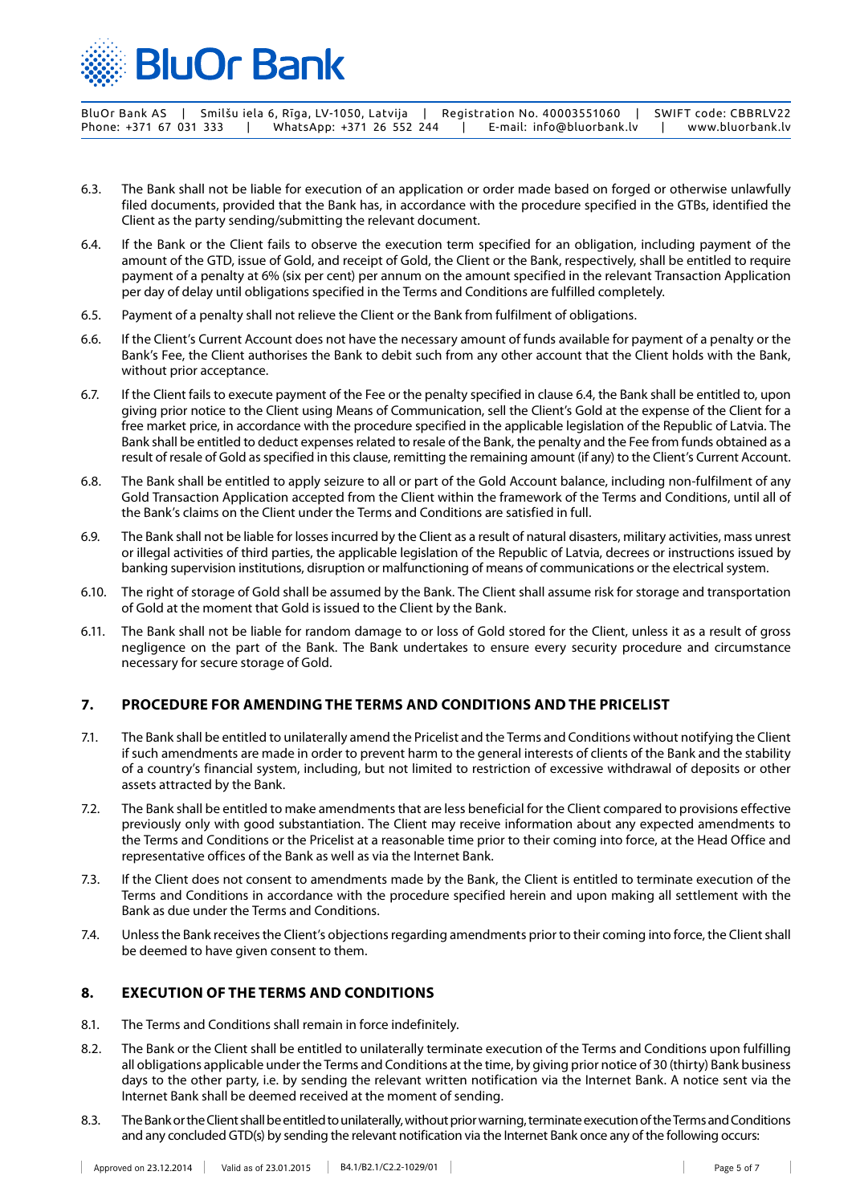6.3. The Bank shall not be liable for execution of an application or order made based on forged or otherwise unlawfully filed documents, provided that the Bank has, in accordance with the procedure specified in the GTBs, identified the Client as the party sending/submitting the relevant document.

6.4. If the Bank or the Client fails to observe the execution term specified for an obligation, including payment of the amount of the GTD, issue of Gold, and receipt of Gold, the Client or the Bank, respectively, shall be entitled to require payment of a penalty at 6% (six per cent) per annum on the amount specified in the relevant Transaction Application per day of delay until obligations specified in the Terms and Conditions are fulfilled completely.

6.5. Payment of a penalty shall not relieve the Client or the Bank from fulfilment of obligations.

6.6. If the Client's Current Account does not have the necessary amount of funds available for payment of a penalty or the Bank's Fee, the Client authorises the Bank to debit such from any other account that the Client holds with the Bank, without prior acceptance.

6.7. If the Client fails to execute payment of the Fee or the penalty specified in clause 6.4, the Bank shall be entitled to, upon giving prior notice to the Client using Means of Communication, sell the Client's Gold at the expense of the Client for a free market price, in accordance with the procedure specified in the applicable legislation of the Republic of Latvia. The Bank shall be entitled to deduct expenses related to resale of the Bank, the penalty and the Fee from funds obtained as a result of resale of Gold as specified in this clause, remitting the remaining amount (if any) to the Client's Current Account.

6.8. The Bank shall be entitled to apply seizure to all or part of the Gold Account balance, including non-fulfilment of any Gold Transaction Application accepted from the Client within the framework of the Terms and Conditions, until all of the Bank's claims on the Client under the Terms and Conditions are satisfied in full.

6.9. The Bank shall not be liable for losses incurred by the Client as a result of natural disasters, military activities, mass unrest or illegal activities of third parties, the applicable legislation of the Republic of Latvia, decrees or instructions issued by banking supervision institutions, disruption or malfunctioning of means of communications or the electrical system.

6.10. The right of storage of Gold shall be assumed by the Bank. The Client shall assume risk for storage and transportation of Gold at the moment that Gold is issued to the Client by the Bank.

6.11. The Bank shall not be liable for random damage to or loss of Gold stored for the Client, unless it as a result of gross negligence on the part of the Bank. The Bank undertakes to ensure every security procedure and circumstance necessary for secure storage of Gold.

## 7. PROCEDURE FOR AMENDING THE TERMS AND CONDITIONS AND THE PRICELIST

7.1. The Bank shall be entitled to unilaterally amend the Pricelist and the Terms and Conditions without notifying the Client if such amendments are made in order to prevent harm to the general interests of clients of the Bank and the stability of a country's financial system, including, but not limited to restriction of excessive withdrawal of deposits or other assets attracted by the Bank.

7.2. The Bank shall be entitled to make amendments that are less beneficial for the Client compared to provisions effective previously only with good substantiation. The Client may receive information about any expected amendments to the Terms and Conditions or the Pricelist at a reasonable time prior to their coming into force, at the Head Office and representative offices of the Bank as well as via the Internet Bank.

7.3. If the Client does not consent to amendments made by the Bank, the Client is entitled to terminate execution of the Terms and Conditions in accordance with the procedure specified herein and upon making all settlement with the Bank as due under the Terms and Conditions.

7.4. Unless the Bank receives the Client's objections regarding amendments prior to their coming into force, the Client shall be deemed to have given consent to them.

## 8. EXECUTION OF THE TERMS AND CONDITIONS

8.1. The Terms and Conditions shall remain in force indefinitely.

8.2. The Bank or the Client shall be entitled to unilaterally terminate execution of the Terms and Conditions upon fulfilling all obligations applicable under the Terms and Conditions at the time, by giving prior notice of 30 (thirty) Bank business days to the other party, i.e. by sending the relevant written notification via the Internet Bank. A notice sent via the Internet Bank shall be deemed received at the moment of sending.

8.3. The Bank or the Client shall be entitled to unilaterally, without prior warning, terminate execution of the Terms and Conditions and any concluded GTD(s) by sending the relevant notification via the Internet Bank once any of the following occurs: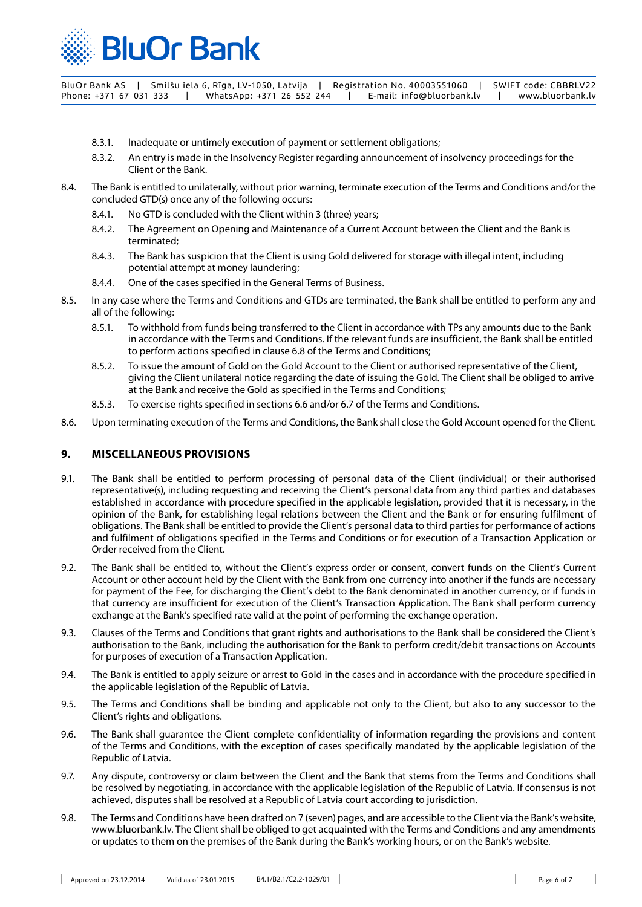8.3.1. Inadequate or untimely execution of payment or settlement obligations;

8.3.2. An entry is made in the Insolvency Register regarding announcement of insolvency proceedings for the Client or the Bank.

8.4. The Bank is entitled to unilaterally, without prior warning, terminate execution of the Terms and Conditions and/or the concluded GTD(s) once any of the following occurs:

8.4.1. No GTD is concluded with the Client within 3 (three) years;

8.4.2. The Agreement on Opening and Maintenance of a Current Account between the Client and the Bank is terminated;

8.4.3. The Bank has suspicion that the Client is using Gold delivered for storage with illegal intent, including potential attempt at money laundering;

8.4.4. One of the cases specified in the General Terms of Business.

8.5. In any case where the Terms and Conditions and GTDs are terminated, the Bank shall be entitled to perform any and all of the following:

8.5.1. To withhold from funds being transferred to the Client in accordance with TPs any amounts due to the Bank in accordance with the Terms and Conditions. If the relevant funds are insufficient, the Bank shall be entitled to perform actions specified in clause 6.8 of the Terms and Conditions;

8.5.2. To issue the amount of Gold on the Gold Account to the Client or authorised representative of the Client, giving the Client unilateral notice regarding the date of issuing the Gold. The Client shall be obliged to arrive at the Bank and receive the Gold as specified in the Terms and Conditions;

8.5.3. To exercise rights specified in sections 6.6 and/or 6.7 of the Terms and Conditions.

8.6. Upon terminating execution of the Terms and Conditions, the Bank shall close the Gold Account opened for the Client.

## 9. MISCELLANEOUS PROVISIONS

9.1. The Bank shall be entitled to perform processing of personal data of the Client (individual) or their authorised representative(s), including requesting and receiving the Client's personal data from any third parties and databases established in accordance with procedure specified in the applicable legislation, provided that it is necessary, in the opinion of the Bank, for establishing legal relations between the Client and the Bank or for ensuring fulfilment of obligations. The Bank shall be entitled to provide the Client's personal data to third parties for performance of actions and fulfilment of obligations specified in the Terms and Conditions or for execution of a Transaction Application or Order received from the Client.

9.2. The Bank shall be entitled to, without the Client's express order or consent, convert funds on the Client's Current Account or other account held by the Client with the Bank from one currency into another if the funds are necessary for payment of the Fee, for discharging the Client's debt to the Bank denominated in another currency, or if funds in that currency are insufficient for execution of the Client's Transaction Application. The Bank shall perform currency exchange at the Bank's specified rate valid at the point of performing the exchange operation.

9.3. Clauses of the Terms and Conditions that grant rights and authorisations to the Bank shall be considered the Client's authorisation to the Bank, including the authorisation for the Bank to perform credit/debit transactions on Accounts for purposes of execution of a Transaction Application.

9.4. The Bank is entitled to apply seizure or arrest to Gold in the cases and in accordance with the procedure specified in the applicable legislation of the Republic of Latvia.

9.5. The Terms and Conditions shall be binding and applicable not only to the Client, but also to any successor to the Client's rights and obligations.

9.6. The Bank shall guarantee the Client complete confidentiality of information regarding the provisions and content of the Terms and Conditions, with the exception of cases specifically mandated by the applicable legislation of the Republic of Latvia.

9.7. Any dispute, controversy or claim between the Client and the Bank that stems from the Terms and Conditions shall be resolved by negotiating, in accordance with the applicable legislation of the Republic of Latvia. If consensus is not achieved, disputes shall be resolved at a Republic of Latvia court according to jurisdiction.

9.8. The Terms and Conditions have been drafted on 7 (seven) pages, and are accessible to the Client via the Bank's website, www.bluorbank.lv. The Client shall be obliged to get acquainted with the Terms and Conditions and any amendments or updates to them on the premises of the Bank during the Bank's working hours, or on the Bank's website.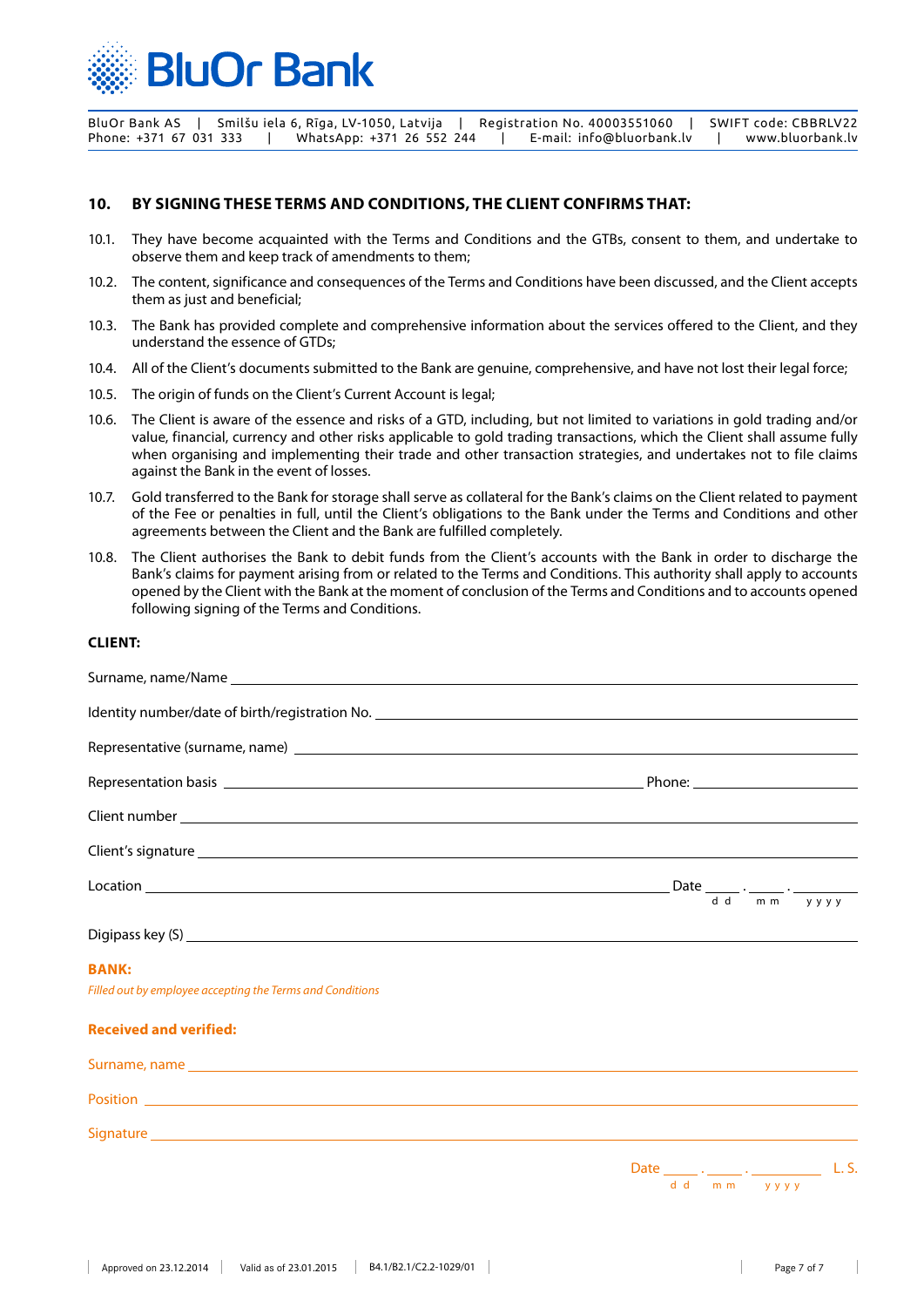## 10. BY SIGNING THESE TERMS AND CONDITIONS, THE CLIENT CONFIRMS THAT:

10.1. They have become acquainted with the Terms and Conditions and the GTBs, consent to them, and undertake to observe them and keep track of amendments to them;

10.2. The content, significance and consequences of the Terms and Conditions have been discussed, and the Client accepts them as just and beneficial;

10.3. The Bank has provided complete and comprehensive information about the services offered to the Client, and they understand the essence of GTDs;

10.4. All of the Client's documents submitted to the Bank are genuine, comprehensive, and have not lost their legal force;

10.5. The origin of funds on the Client's Current Account is legal;

10.6. The Client is aware of the essence and risks of a GTD, including, but not limited to variations in gold trading and/or value, financial, currency and other risks applicable to gold trading transactions, which the Client shall assume fully when organising and implementing their trade and other transaction strategies, and undertakes not to file claims against the Bank in the event of losses.

10.7. Gold transferred to the Bank for storage shall serve as collateral for the Bank's claims on the Client related to payment of the Fee or penalties in full, until the Client's obligations to the Bank under the Terms and Conditions and other agreements between the Client and the Bank are fulfilled completely.

10.8. The Client authorises the Bank to debit funds from the Client's accounts with the Bank in order to discharge the Bank's claims for payment arising from or related to the Terms and Conditions. This authority shall apply to accounts opened by the Client with the Bank at the moment of conclusion of the Terms and Conditions and to accounts opened following signing of the Terms and Conditions.

**CLIENT:**

Surname, name/Name ______________________________

Identity number/date of birth/registration No. ______________________________

Representative (surname, name) ______________________________

Representation basis ______________________________ Phone: ______________

Client number ______________________________

Client's signature ______________________________

Location ______________________________ Date ____ . ____ . ________
d d   m m   y y y y

Digipass key (S) ______________________________

**BANK:**

*Filled out by employee accepting the Terms and Conditions*

**Received and verified:**

Surname, name ______________________________

Position ______________________________

Signature ______________________________

Date ____ . ____ . ________ L. S.
d d   m m   y y y y

Approved on 23.12.2014 | Valid as of 23.01.2015 | B4.1/B2.1/C2.2-1029/01